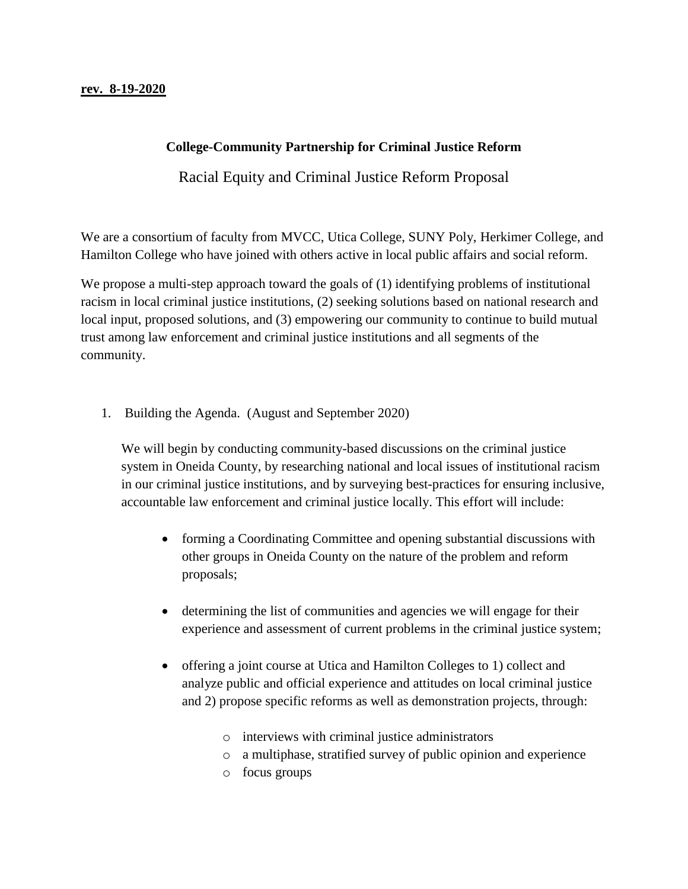**rev. 8-19-2020**

**College-Community Partnership for Criminal Justice Reform**

## Racial Equity and Criminal Justice Reform Proposal

We are a consortium of faculty from MVCC, Utica College, SUNY Poly, Herkimer College, and Hamilton College who have joined with others active in local public affairs and social reform.

We propose a multi-step approach toward the goals of (1) identifying problems of institutional racism in local criminal justice institutions, (2) seeking solutions based on national research and local input, proposed solutions, and (3) empowering our community to continue to build mutual trust among law enforcement and criminal justice institutions and all segments of the community.

1. Building the Agenda. (August and September 2020)

   We will begin by conducting community-based discussions on the criminal justice system in Oneida County, by researching national and local issues of institutional racism in our criminal justice institutions, and by surveying best-practices for ensuring inclusive, accountable law enforcement and criminal justice locally. This effort will include:

   - forming a Coordinating Committee and opening substantial discussions with other groups in Oneida County on the nature of the problem and reform proposals;
   - determining the list of communities and agencies we will engage for their experience and assessment of current problems in the criminal justice system;
   - offering a joint course at Utica and Hamilton Colleges to 1) collect and analyze public and official experience and attitudes on local criminal justice and 2) propose specific reforms as well as demonstration projects, through:
     - interviews with criminal justice administrators
     - a multiphase, stratified survey of public opinion and experience
     - focus groups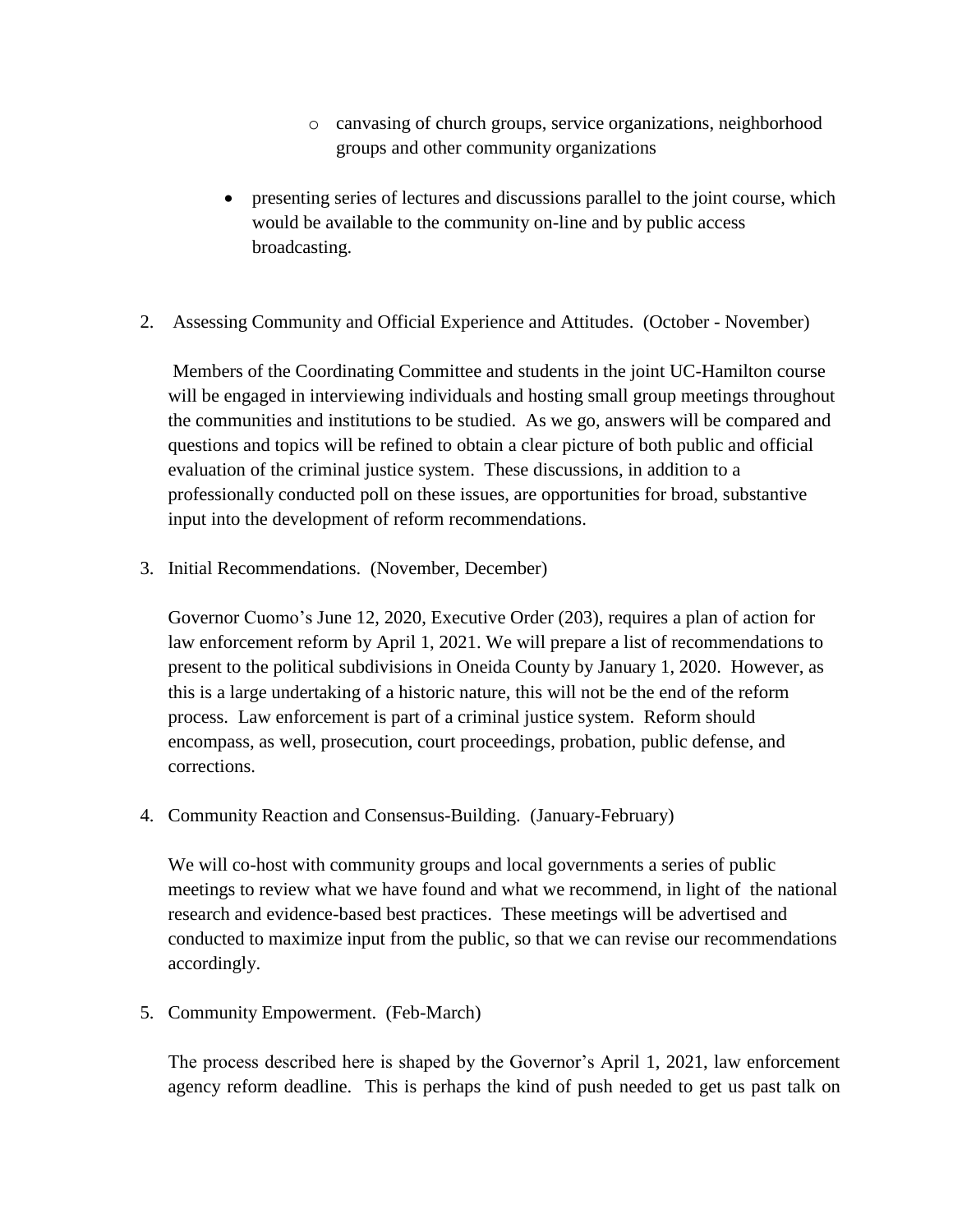- canvasing of church groups, service organizations, neighborhood groups and other community organizations

- presenting series of lectures and discussions parallel to the joint course, which would be available to the community on-line and by public access broadcasting.

2. Assessing Community and Official Experience and Attitudes. (October - November)

   Members of the Coordinating Committee and students in the joint UC-Hamilton course will be engaged in interviewing individuals and hosting small group meetings throughout the communities and institutions to be studied. As we go, answers will be compared and questions and topics will be refined to obtain a clear picture of both public and official evaluation of the criminal justice system. These discussions, in addition to a professionally conducted poll on these issues, are opportunities for broad, substantive input into the development of reform recommendations.

3. Initial Recommendations. (November, December)

   Governor Cuomo's June 12, 2020, Executive Order (203), requires a plan of action for law enforcement reform by April 1, 2021. We will prepare a list of recommendations to present to the political subdivisions in Oneida County by January 1, 2020. However, as this is a large undertaking of a historic nature, this will not be the end of the reform process. Law enforcement is part of a criminal justice system. Reform should encompass, as well, prosecution, court proceedings, probation, public defense, and corrections.

4. Community Reaction and Consensus-Building. (January-February)

   We will co-host with community groups and local governments a series of public meetings to review what we have found and what we recommend, in light of the national research and evidence-based best practices. These meetings will be advertised and conducted to maximize input from the public, so that we can revise our recommendations accordingly.

5. Community Empowerment. (Feb-March)

   The process described here is shaped by the Governor's April 1, 2021, law enforcement agency reform deadline. This is perhaps the kind of push needed to get us past talk on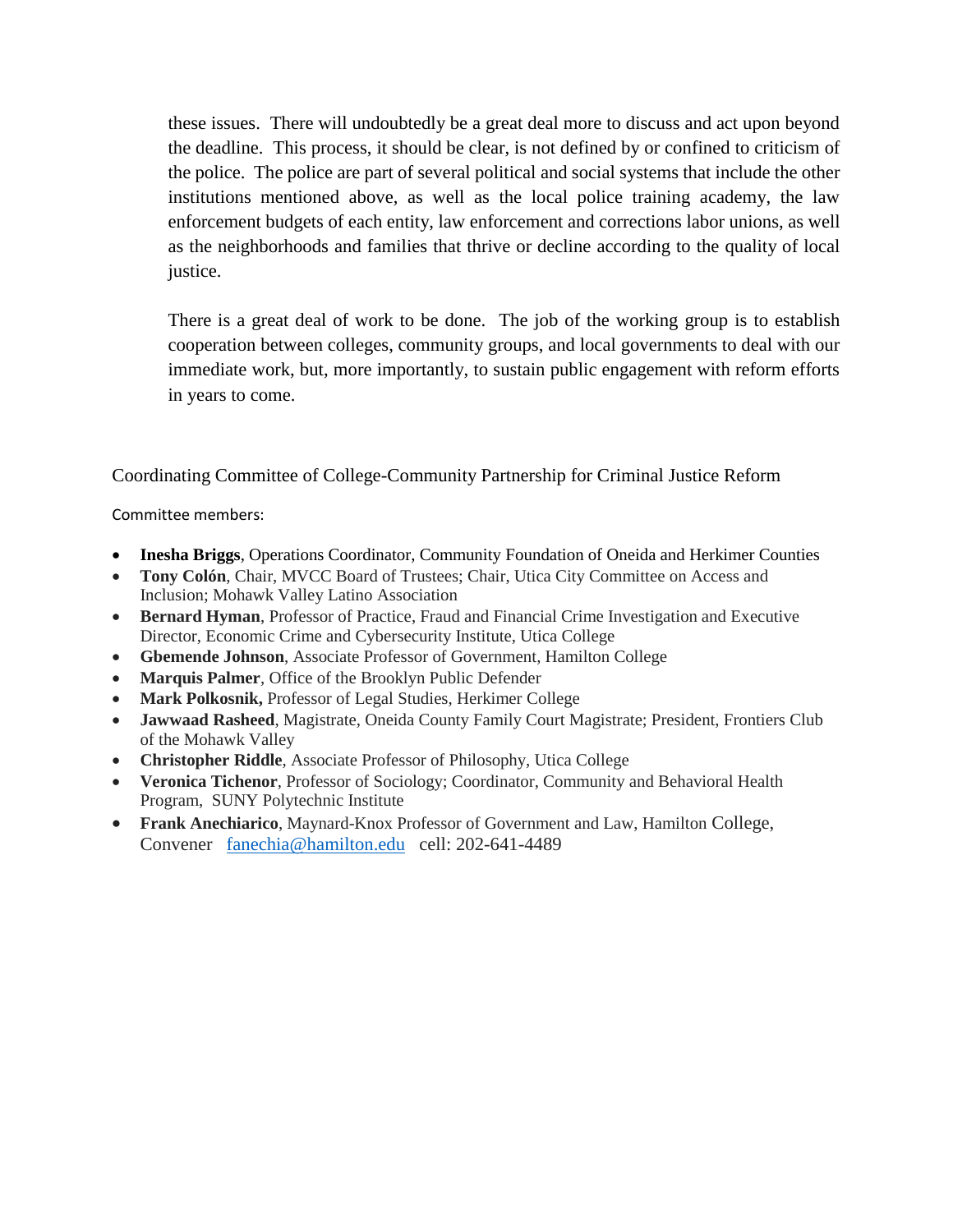these issues. There will undoubtedly be a great deal more to discuss and act upon beyond the deadline. This process, it should be clear, is not defined by or confined to criticism of the police. The police are part of several political and social systems that include the other institutions mentioned above, as well as the local police training academy, the law enforcement budgets of each entity, law enforcement and corrections labor unions, as well as the neighborhoods and families that thrive or decline according to the quality of local justice.

There is a great deal of work to be done. The job of the working group is to establish cooperation between colleges, community groups, and local governments to deal with our immediate work, but, more importantly, to sustain public engagement with reform efforts in years to come.

Coordinating Committee of College-Community Partnership for Criminal Justice Reform

Committee members:

- **Inesha Briggs**, Operations Coordinator, Community Foundation of Oneida and Herkimer Counties
- **Tony Colón**, Chair, MVCC Board of Trustees; Chair, Utica City Committee on Access and Inclusion; Mohawk Valley Latino Association
- **Bernard Hyman**, Professor of Practice, Fraud and Financial Crime Investigation and Executive Director, Economic Crime and Cybersecurity Institute, Utica College
- **Gbemende Johnson**, Associate Professor of Government, Hamilton College
- **Marquis Palmer**, Office of the Brooklyn Public Defender
- **Mark Polkosnik,** Professor of Legal Studies, Herkimer College
- **Jawwaad Rasheed**, Magistrate, Oneida County Family Court Magistrate; President, Frontiers Club of the Mohawk Valley
- **Christopher Riddle**, Associate Professor of Philosophy, Utica College
- **Veronica Tichenor**, Professor of Sociology; Coordinator, Community and Behavioral Health Program, SUNY Polytechnic Institute
- **Frank Anechiarico**, Maynard-Knox Professor of Government and Law, Hamilton College, Convener fanechia@hamilton.edu cell: 202-641-4489